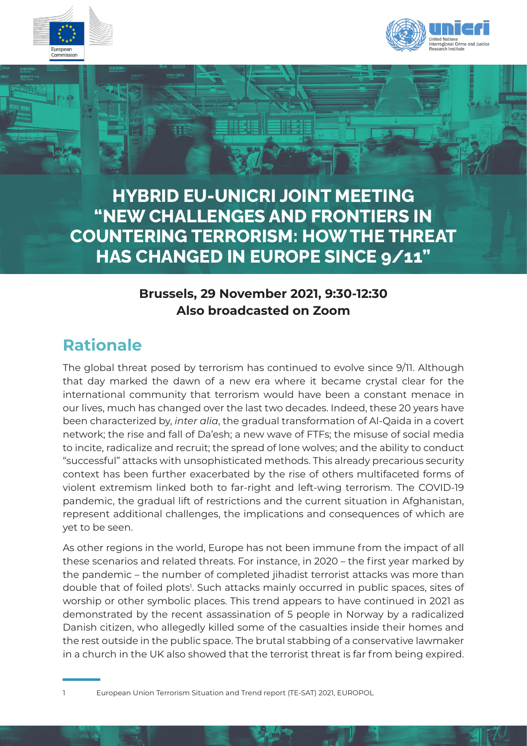# HYBRID EU-UNICRI JOINT MEETING "NEW CHALLENGES AND FRONTIERS IN COUNTERING TERRORISM: HOW THE THREAT HAS CHANGED IN EUROPE SINCE 9/11"

**Brussels, 29 November 2021, 9:30-12:30**
**Also broadcasted on Zoom**

## Rationale

The global threat posed by terrorism has continued to evolve since 9/11. Although that day marked the dawn of a new era where it became crystal clear for the international community that terrorism would have been a constant menace in our lives, much has changed over the last two decades. Indeed, these 20 years have been characterized by, *inter alia*, the gradual transformation of Al-Qaida in a covert network; the rise and fall of Da'esh; a new wave of FTFs; the misuse of social media to incite, radicalize and recruit; the spread of lone wolves; and the ability to conduct "successful" attacks with unsophisticated methods. This already precarious security context has been further exacerbated by the rise of others multifaceted forms of violent extremism linked both to far-right and left-wing terrorism. The COVID-19 pandemic, the gradual lift of restrictions and the current situation in Afghanistan, represent additional challenges, the implications and consequences of which are yet to be seen.

As other regions in the world, Europe has not been immune from the impact of all these scenarios and related threats. For instance, in 2020 – the first year marked by the pandemic – the number of completed jihadist terrorist attacks was more than double that of foiled plots[1]. Such attacks mainly occurred in public spaces, sites of worship or other symbolic places. This trend appears to have continued in 2021 as demonstrated by the recent assassination of 5 people in Norway by a radicalized Danish citizen, who allegedly killed some of the casualties inside their homes and the rest outside in the public space. The brutal stabbing of a conservative lawmaker in a church in the UK also showed that the terrorist threat is far from being expired.

---

1 European Union Terrorism Situation and Trend report (TE-SAT) 2021, EUROPOL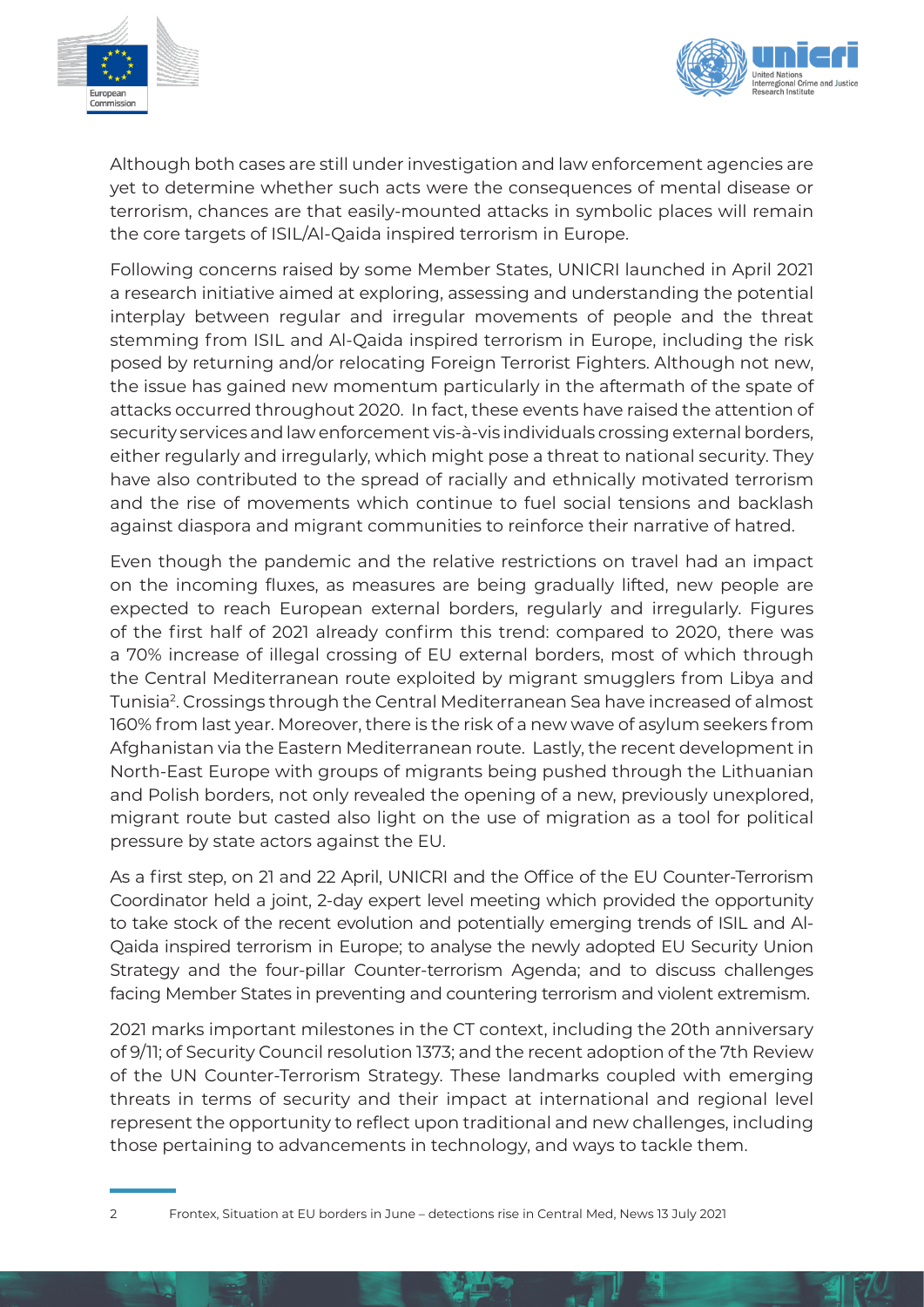Although both cases are still under investigation and law enforcement agencies are yet to determine whether such acts were the consequences of mental disease or terrorism, chances are that easily-mounted attacks in symbolic places will remain the core targets of ISIL/Al-Qaida inspired terrorism in Europe.

Following concerns raised by some Member States, UNICRI launched in April 2021 a research initiative aimed at exploring, assessing and understanding the potential interplay between regular and irregular movements of people and the threat stemming from ISIL and Al-Qaida inspired terrorism in Europe, including the risk posed by returning and/or relocating Foreign Terrorist Fighters. Although not new, the issue has gained new momentum particularly in the aftermath of the spate of attacks occurred throughout 2020. In fact, these events have raised the attention of security services and law enforcement vis-à-vis individuals crossing external borders, either regularly and irregularly, which might pose a threat to national security. They have also contributed to the spread of racially and ethnically motivated terrorism and the rise of movements which continue to fuel social tensions and backlash against diaspora and migrant communities to reinforce their narrative of hatred.

Even though the pandemic and the relative restrictions on travel had an impact on the incoming fluxes, as measures are being gradually lifted, new people are expected to reach European external borders, regularly and irregularly. Figures of the first half of 2021 already confirm this trend: compared to 2020, there was a 70% increase of illegal crossing of EU external borders, most of which through the Central Mediterranean route exploited by migrant smugglers from Libya and Tunisia[2]. Crossings through the Central Mediterranean Sea have increased of almost 160% from last year. Moreover, there is the risk of a new wave of asylum seekers from Afghanistan via the Eastern Mediterranean route. Lastly, the recent development in North-East Europe with groups of migrants being pushed through the Lithuanian and Polish borders, not only revealed the opening of a new, previously unexplored, migrant route but casted also light on the use of migration as a tool for political pressure by state actors against the EU.

As a first step, on 21 and 22 April, UNICRI and the Office of the EU Counter-Terrorism Coordinator held a joint, 2-day expert level meeting which provided the opportunity to take stock of the recent evolution and potentially emerging trends of ISIL and Al-Qaida inspired terrorism in Europe; to analyse the newly adopted EU Security Union Strategy and the four-pillar Counter-terrorism Agenda; and to discuss challenges facing Member States in preventing and countering terrorism and violent extremism.

2021 marks important milestones in the CT context, including the 20th anniversary of 9/11; of Security Council resolution 1373; and the recent adoption of the 7th Review of the UN Counter-Terrorism Strategy. These landmarks coupled with emerging threats in terms of security and their impact at international and regional level represent the opportunity to reflect upon traditional and new challenges, including those pertaining to advancements in technology, and ways to tackle them.

---

[2] Frontex, Situation at EU borders in June – detections rise in Central Med, News 13 July 2021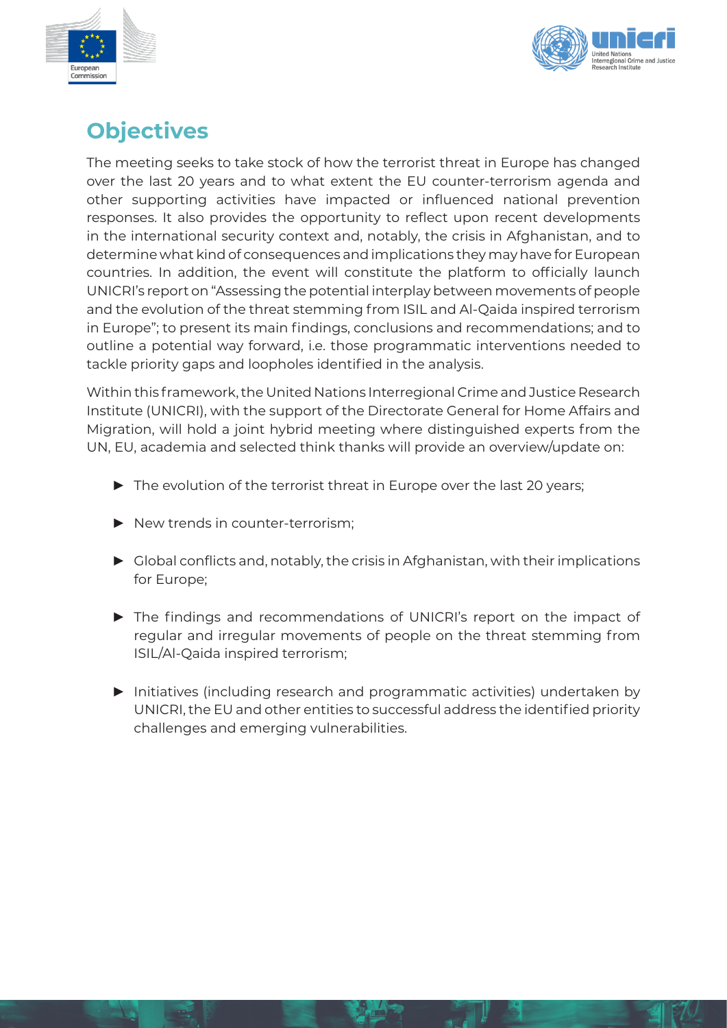## Objectives

The meeting seeks to take stock of how the terrorist threat in Europe has changed over the last 20 years and to what extent the EU counter-terrorism agenda and other supporting activities have impacted or influenced national prevention responses. It also provides the opportunity to reflect upon recent developments in the international security context and, notably, the crisis in Afghanistan, and to determine what kind of consequences and implications they may have for European countries. In addition, the event will constitute the platform to officially launch UNICRI's report on "Assessing the potential interplay between movements of people and the evolution of the threat stemming from ISIL and Al-Qaida inspired terrorism in Europe"; to present its main findings, conclusions and recommendations; and to outline a potential way forward, i.e. those programmatic interventions needed to tackle priority gaps and loopholes identified in the analysis.

Within this framework, the United Nations Interregional Crime and Justice Research Institute (UNICRI), with the support of the Directorate General for Home Affairs and Migration, will hold a joint hybrid meeting where distinguished experts from the UN, EU, academia and selected think thanks will provide an overview/update on:

- The evolution of the terrorist threat in Europe over the last 20 years;
- New trends in counter-terrorism;
- Global conflicts and, notably, the crisis in Afghanistan, with their implications for Europe;
- The findings and recommendations of UNICRI's report on the impact of regular and irregular movements of people on the threat stemming from ISIL/Al-Qaida inspired terrorism;
- Initiatives (including research and programmatic activities) undertaken by UNICRI, the EU and other entities to successful address the identified priority challenges and emerging vulnerabilities.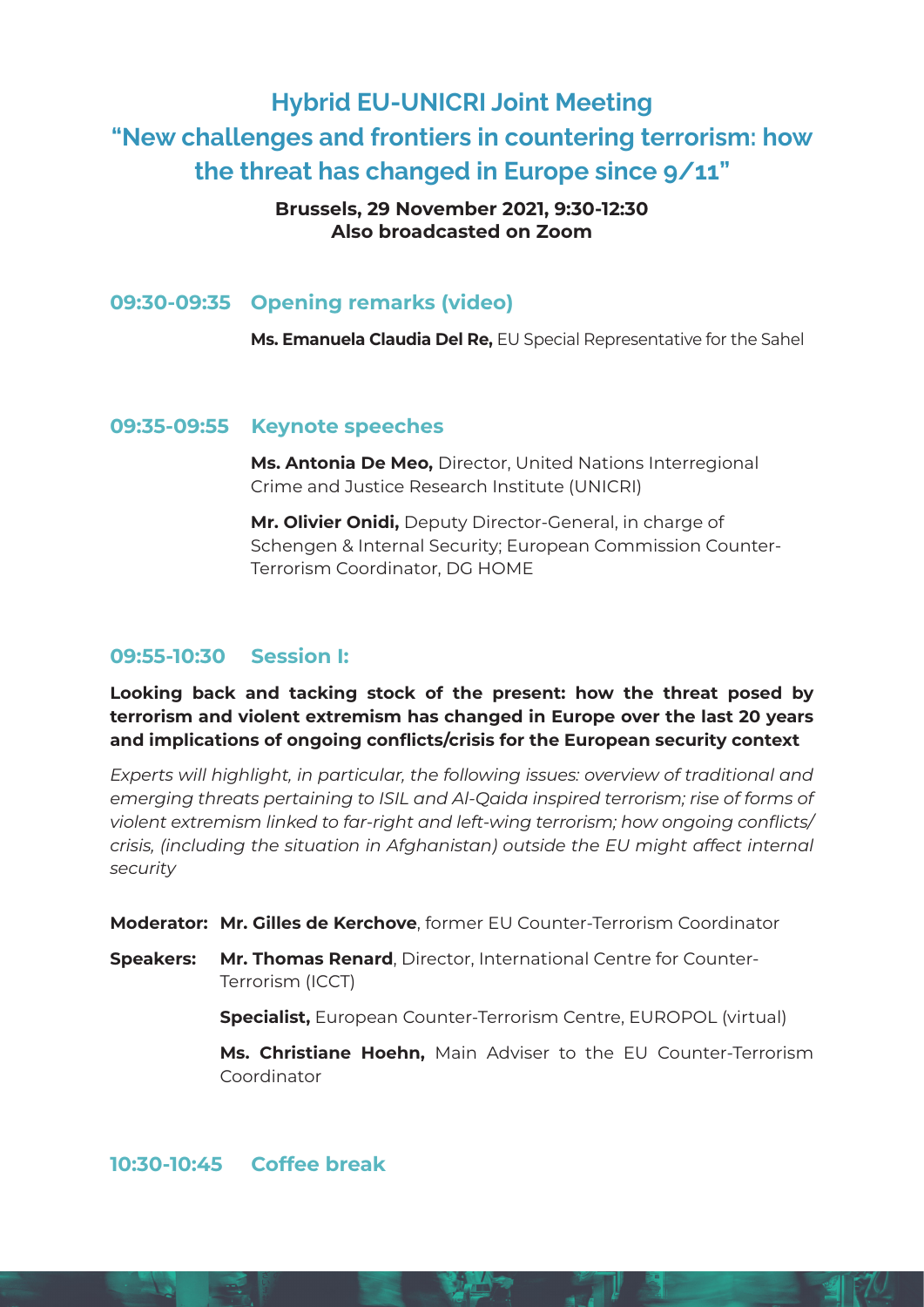# Hybrid EU-UNICRI Joint Meeting

# "New challenges and frontiers in countering terrorism: how the threat has changed in Europe since 9/11"

**Brussels, 29 November 2021, 9:30-12:30**
**Also broadcasted on Zoom**

## 09:30-09:35 Opening remarks (video)

**Ms. Emanuela Claudia Del Re,** EU Special Representative for the Sahel

## 09:35-09:55 Keynote speeches

**Ms. Antonia De Meo,** Director, United Nations Interregional Crime and Justice Research Institute (UNICRI)

**Mr. Olivier Onidi,** Deputy Director-General, in charge of Schengen & Internal Security; European Commission Counter-Terrorism Coordinator, DG HOME

## 09:55-10:30 Session I:

**Looking back and tacking stock of the present: how the threat posed by terrorism and violent extremism has changed in Europe over the last 20 years and implications of ongoing conflicts/crisis for the European security context**

*Experts will highlight, in particular, the following issues: overview of traditional and emerging threats pertaining to ISIL and Al-Qaida inspired terrorism; rise of forms of violent extremism linked to far-right and left-wing terrorism; how ongoing conflicts/crisis, (including the situation in Afghanistan) outside the EU might affect internal security*

**Moderator:** **Mr. Gilles de Kerchove**, former EU Counter-Terrorism Coordinator

**Speakers:** **Mr. Thomas Renard**, Director, International Centre for Counter-Terrorism (ICCT)

**Specialist,** European Counter-Terrorism Centre, EUROPOL (virtual)

**Ms. Christiane Hoehn,** Main Adviser to the EU Counter-Terrorism Coordinator

## 10:30-10:45 Coffee break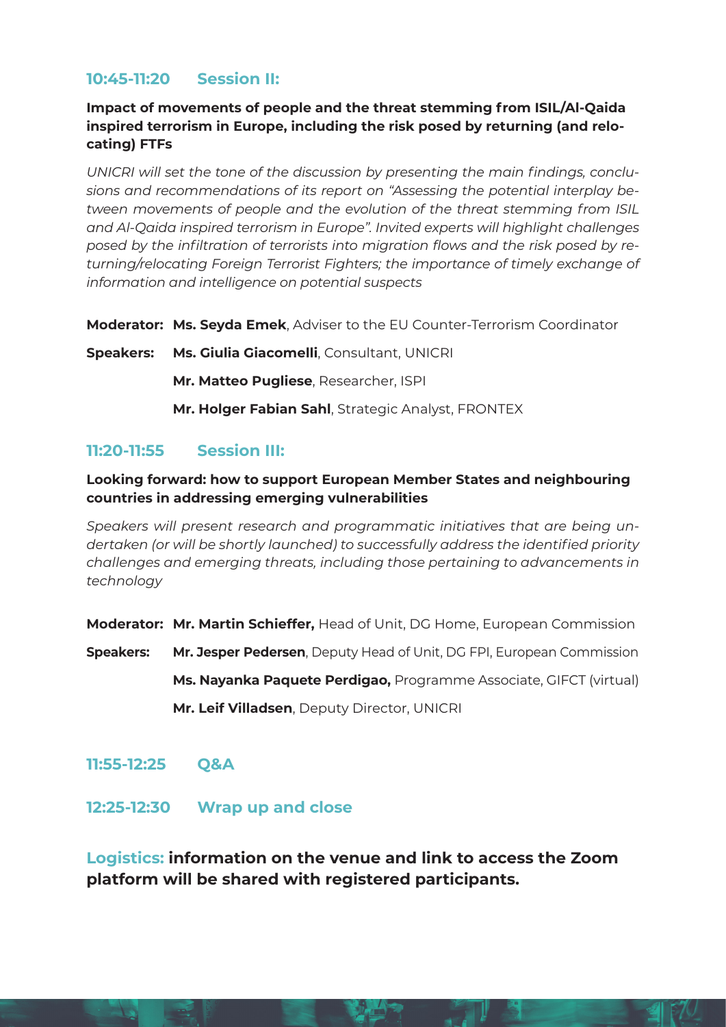## 10:45-11:20 Session II:

**Impact of movements of people and the threat stemming from ISIL/Al-Qaida inspired terrorism in Europe, including the risk posed by returning (and relocating) FTFs**

*UNICRI will set the tone of the discussion by presenting the main findings, conclusions and recommendations of its report on "Assessing the potential interplay between movements of people and the evolution of the threat stemming from ISIL and Al-Qaida inspired terrorism in Europe". Invited experts will highlight challenges posed by the infiltration of terrorists into migration flows and the risk posed by returning/relocating Foreign Terrorist Fighters; the importance of timely exchange of information and intelligence on potential suspects*

**Moderator:** **Ms. Seyda Emek**, Adviser to the EU Counter-Terrorism Coordinator

**Speakers:** **Ms. Giulia Giacomelli**, Consultant, UNICRI

**Mr. Matteo Pugliese**, Researcher, ISPI

**Mr. Holger Fabian Sahl**, Strategic Analyst, FRONTEX

## 11:20-11:55 Session III:

**Looking forward: how to support European Member States and neighbouring countries in addressing emerging vulnerabilities**

*Speakers will present research and programmatic initiatives that are being undertaken (or will be shortly launched) to successfully address the identified priority challenges and emerging threats, including those pertaining to advancements in technology*

**Moderator:** **Mr. Martin Schieffer,** Head of Unit, DG Home, European Commission

**Speakers:** **Mr. Jesper Pedersen**, Deputy Head of Unit, DG FPI, European Commission

**Ms. Nayanka Paquete Perdigao,** Programme Associate, GIFCT (virtual)

**Mr. Leif Villadsen**, Deputy Director, UNICRI

## 11:55-12:25 Q&A

## 12:25-12:30 Wrap up and close

**Logistics: information on the venue and link to access the Zoom platform will be shared with registered participants.**